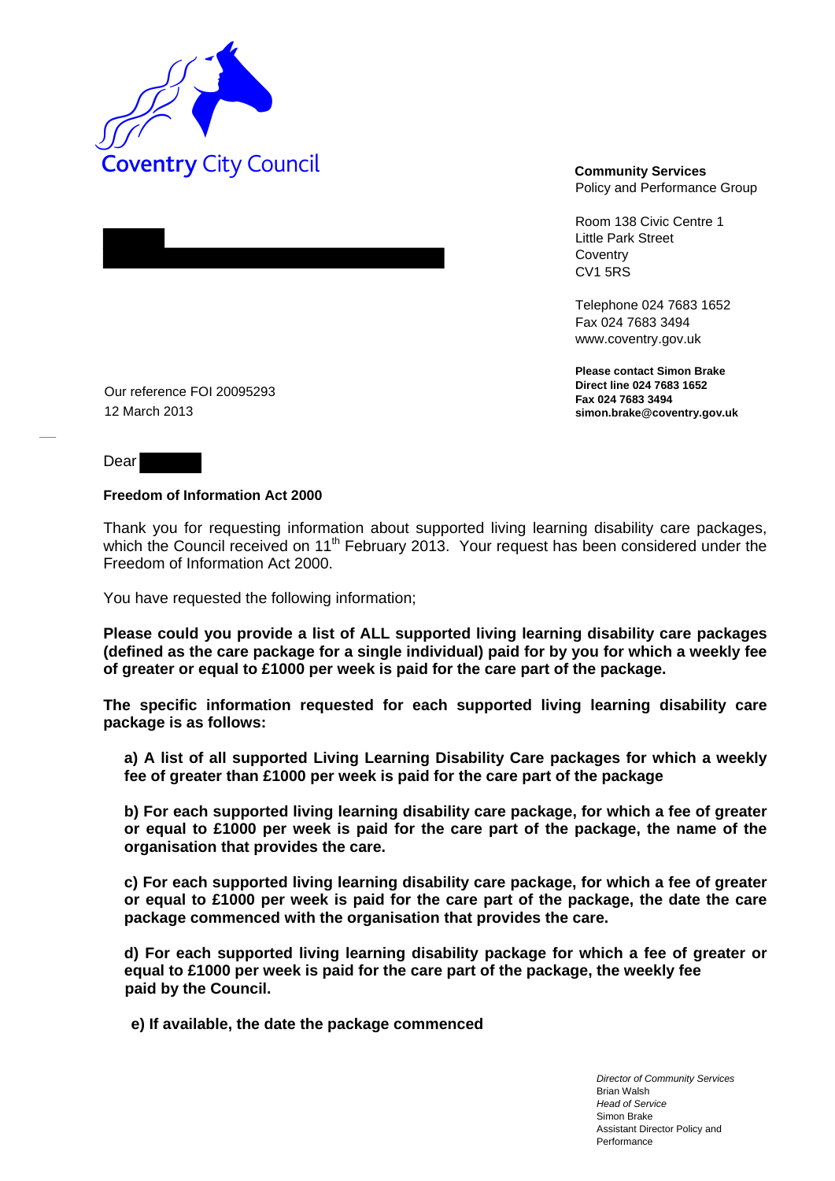Coventry City Council

**Community Services**
Policy and Performance Group

Room 138 Civic Centre 1
Little Park Street
Coventry
CV1 5RS

Telephone 024 7683 1652
Fax 024 7683 3494
www.coventry.gov.uk

**Please contact Simon Brake**
**Direct line 024 7683 1652**
**Fax 024 7683 3494**
**simon.brake@coventry.gov.uk**

Our reference FOI 20095293
12 March 2013

Dear

**Freedom of Information Act 2000**

Thank you for requesting information about supported living learning disability care packages, which the Council received on 11th February 2013. Your request has been considered under the Freedom of Information Act 2000.

You have requested the following information;

**Please could you provide a list of ALL supported living learning disability care packages (defined as the care package for a single individual) paid for by you for which a weekly fee of greater or equal to £1000 per week is paid for the care part of the package.**

**The specific information requested for each supported living learning disability care package is as follows:**

**a) A list of all supported Living Learning Disability Care packages for which a weekly fee of greater than £1000 per week is paid for the care part of the package**

**b) For each supported living learning disability care package, for which a fee of greater or equal to £1000 per week is paid for the care part of the package, the name of the organisation that provides the care.**

**c) For each supported living learning disability care package, for which a fee of greater or equal to £1000 per week is paid for the care part of the package, the date the care package commenced with the organisation that provides the care.**

**d) For each supported living learning disability package for which a fee of greater or equal to £1000 per week is paid for the care part of the package, the weekly fee paid by the Council.**

**e) If available, the date the package commenced**

*Director of Community Services*
Brian Walsh
*Head of Service*
Simon Brake
Assistant Director Policy and Performance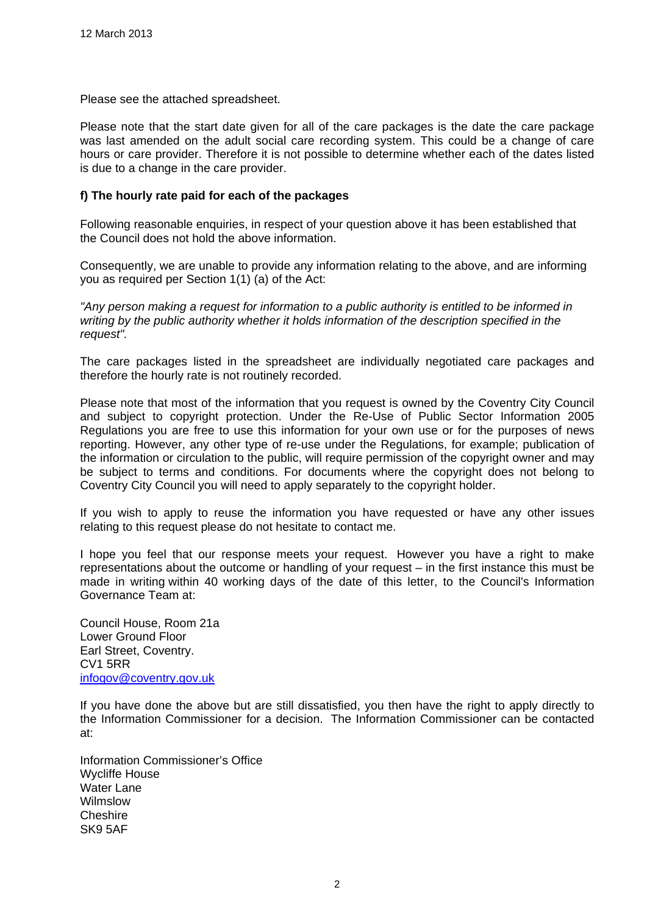12 March 2013

Please see the attached spreadsheet.

Please note that the start date given for all of the care packages is the date the care package was last amended on the adult social care recording system. This could be a change of care hours or care provider. Therefore it is not possible to determine whether each of the dates listed is due to a change in the care provider.

**f) The hourly rate paid for each of the packages**

Following reasonable enquiries, in respect of your question above it has been established that the Council does not hold the above information.

Consequently, we are unable to provide any information relating to the above, and are informing you as required per Section 1(1) (a) of the Act:

*"Any person making a request for information to a public authority is entitled to be informed in writing by the public authority whether it holds information of the description specified in the request".*

The care packages listed in the spreadsheet are individually negotiated care packages and therefore the hourly rate is not routinely recorded.

Please note that most of the information that you request is owned by the Coventry City Council and subject to copyright protection. Under the Re-Use of Public Sector Information 2005 Regulations you are free to use this information for your own use or for the purposes of news reporting. However, any other type of re-use under the Regulations, for example; publication of the information or circulation to the public, will require permission of the copyright owner and may be subject to terms and conditions. For documents where the copyright does not belong to Coventry City Council you will need to apply separately to the copyright holder.

If you wish to apply to reuse the information you have requested or have any other issues relating to this request please do not hesitate to contact me.

I hope you feel that our response meets your request. However you have a right to make representations about the outcome or handling of your request – in the first instance this must be made in writing within 40 working days of the date of this letter, to the Council's Information Governance Team at:

Council House, Room 21a
Lower Ground Floor
Earl Street, Coventry.
CV1 5RR
infogov@coventry.gov.uk

If you have done the above but are still dissatisfied, you then have the right to apply directly to the Information Commissioner for a decision. The Information Commissioner can be contacted at:

Information Commissioner's Office
Wycliffe House
Water Lane
Wilmslow
Cheshire
SK9 5AF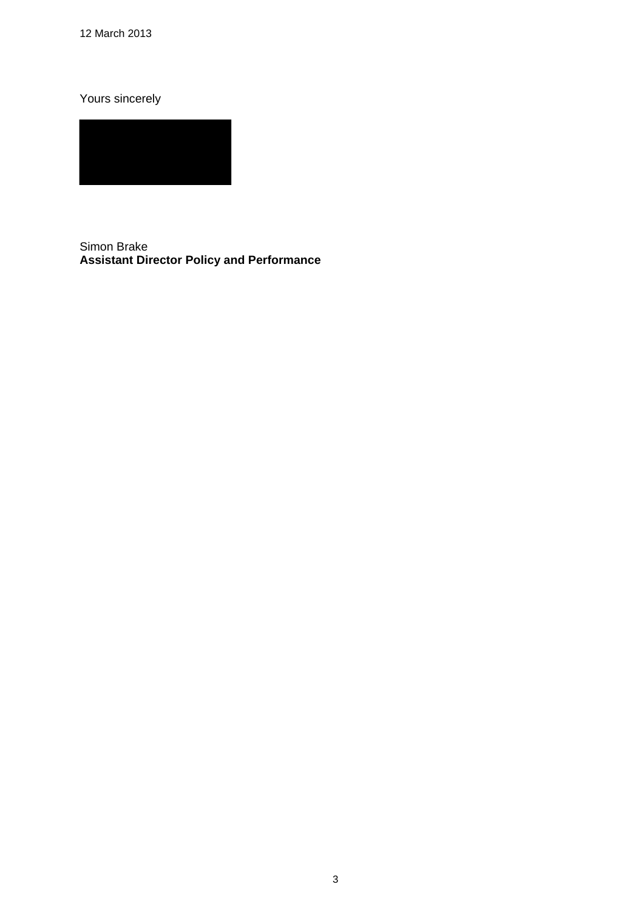12 March 2013

Yours sincerely

Simon Brake
**Assistant Director Policy and Performance**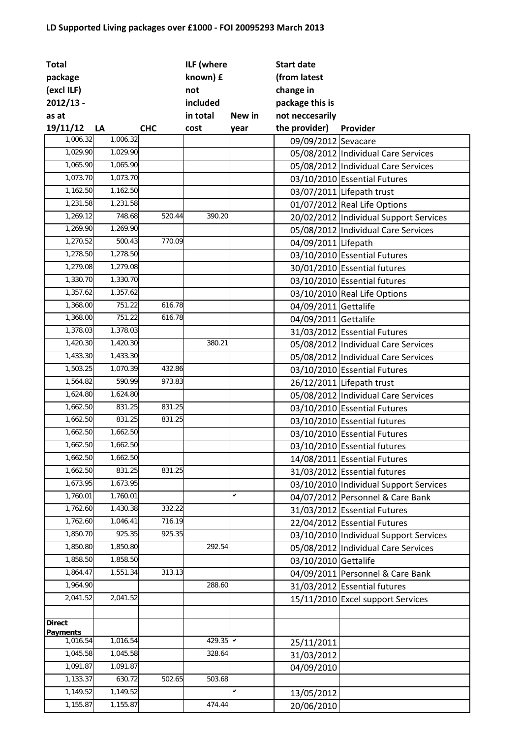## LD Supported Living packages over £1000 - FOI 20095293 March 2013

| Total package (excl ILF) 2012/13 - as at 19/11/12 | LA | CHC | ILF (where known) £ not included in total cost | New in year | Start date (from latest change in package this is not neccesarily the provider) | Provider |
|---|---|---|---|---|---|---|
| 1,006.32 | 1,006.32 | | | | 09/09/2012 | Sevacare |
| 1,029.90 | 1,029.90 | | | | 05/08/2012 | Individual Care Services |
| 1,065.90 | 1,065.90 | | | | 05/08/2012 | Individual Care Services |
| 1,073.70 | 1,073.70 | | | | 03/10/2010 | Essential Futures |
| 1,162.50 | 1,162.50 | | | | 03/07/2011 | Lifepath trust |
| 1,231.58 | 1,231.58 | | | | 01/07/2012 | Real Life Options |
| 1,269.12 | 748.68 | 520.44 | 390.20 | | 20/02/2012 | Individual Support Services |
| 1,269.90 | 1,269.90 | | | | 05/08/2012 | Individual Care Services |
| 1,270.52 | 500.43 | 770.09 | | | 04/09/2011 | Lifepath |
| 1,278.50 | 1,278.50 | | | | 03/10/2010 | Essential Futures |
| 1,279.08 | 1,279.08 | | | | 30/01/2010 | Essential futures |
| 1,330.70 | 1,330.70 | | | | 03/10/2010 | Essential futures |
| 1,357.62 | 1,357.62 | | | | 03/10/2010 | Real Life Options |
| 1,368.00 | 751.22 | 616.78 | | | 04/09/2011 | Gettalife |
| 1,368.00 | 751.22 | 616.78 | | | 04/09/2011 | Gettalife |
| 1,378.03 | 1,378.03 | | | | 31/03/2012 | Essential Futures |
| 1,420.30 | 1,420.30 | | 380.21 | | 05/08/2012 | Individual Care Services |
| 1,433.30 | 1,433.30 | | | | 05/08/2012 | Individual Care Services |
| 1,503.25 | 1,070.39 | 432.86 | | | 03/10/2010 | Essential Futures |
| 1,564.82 | 590.99 | 973.83 | | | 26/12/2011 | Lifepath trust |
| 1,624.80 | 1,624.80 | | | | 05/08/2012 | Individual Care Services |
| 1,662.50 | 831.25 | 831.25 | | | 03/10/2010 | Essential Futures |
| 1,662.50 | 831.25 | 831.25 | | | 03/10/2010 | Essential futures |
| 1,662.50 | 1,662.50 | | | | 03/10/2010 | Essential Futures |
| 1,662.50 | 1,662.50 | | | | 03/10/2010 | Essential futures |
| 1,662.50 | 1,662.50 | | | | 14/08/2011 | Essential Futures |
| 1,662.50 | 831.25 | 831.25 | | | 31/03/2012 | Essential futures |
| 1,673.95 | 1,673.95 | | | | 03/10/2010 | Individual Support Services |
| 1,760.01 | 1,760.01 | | | ✔ | 04/07/2012 | Personnel & Care Bank |
| 1,762.60 | 1,430.38 | 332.22 | | | 31/03/2012 | Essential Futures |
| 1,762.60 | 1,046.41 | 716.19 | | | 22/04/2012 | Essential Futures |
| 1,850.70 | 925.35 | 925.35 | | | 03/10/2010 | Individual Support Services |
| 1,850.80 | 1,850.80 | | 292.54 | | 05/08/2012 | Individual Care Services |
| 1,858.50 | 1,858.50 | | | | 03/10/2010 | Gettalife |
| 1,864.47 | 1,551.34 | 313.13 | | | 04/09/2011 | Personnel & Care Bank |
| 1,964.90 | | | 288.60 | | 31/03/2012 | Essential futures |
| 2,041.52 | 2,041.52 | | | | 15/11/2010 | Excel support Services |
| | | | | | | |
| **Direct Payments** | | | | | | |
| 1,016.54 | 1,016.54 | | 429.35 | ✔ | 25/11/2011 | |
| 1,045.58 | 1,045.58 | | 328.64 | | 31/03/2012 | |
| 1,091.87 | 1,091.87 | | | | 04/09/2010 | |
| 1,133.37 | 630.72 | 502.65 | 503.68 | | | |
| 1,149.52 | 1,149.52 | | | ✔ | 13/05/2012 | |
| 1,155.87 | 1,155.87 | | 474.44 | | 20/06/2010 | |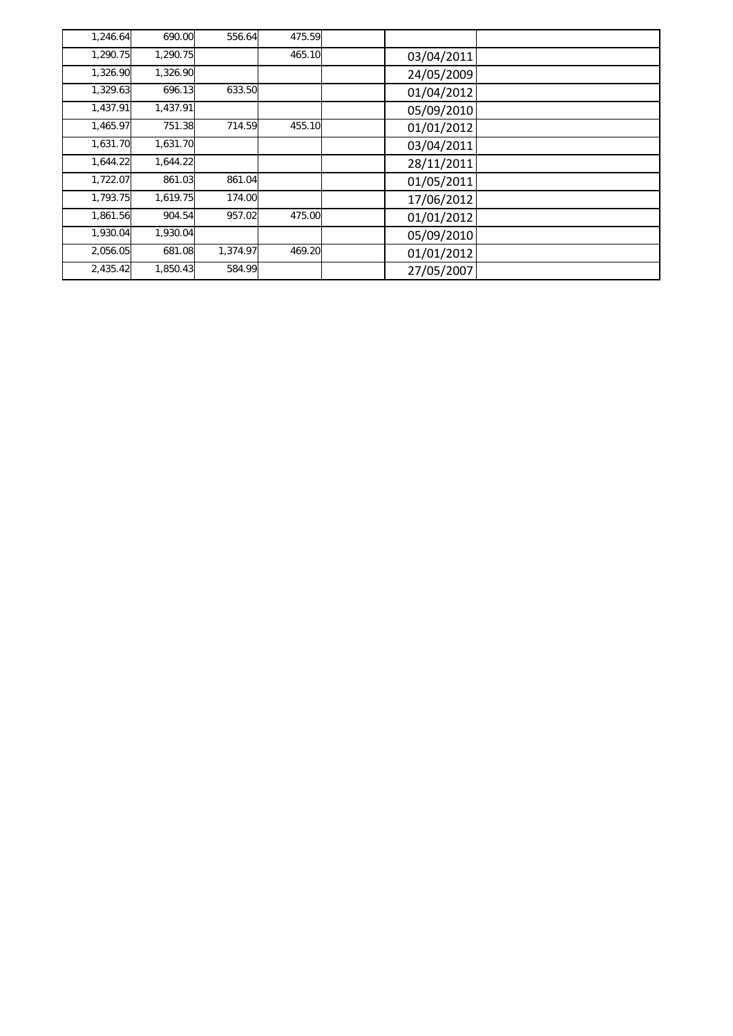| | | | | | | |
|---|---|---|---|---|---|---|
| 1,246.64 | 690.00 | 556.64 | 475.59 | | | |
| 1,290.75 | 1,290.75 | | 465.10 | | 03/04/2011 | |
| 1,326.90 | 1,326.90 | | | | 24/05/2009 | |
| 1,329.63 | 696.13 | 633.50 | | | 01/04/2012 | |
| 1,437.91 | 1,437.91 | | | | 05/09/2010 | |
| 1,465.97 | 751.38 | 714.59 | 455.10 | | 01/01/2012 | |
| 1,631.70 | 1,631.70 | | | | 03/04/2011 | |
| 1,644.22 | 1,644.22 | | | | 28/11/2011 | |
| 1,722.07 | 861.03 | 861.04 | | | 01/05/2011 | |
| 1,793.75 | 1,619.75 | 174.00 | | | 17/06/2012 | |
| 1,861.56 | 904.54 | 957.02 | 475.00 | | 01/01/2012 | |
| 1,930.04 | 1,930.04 | | | | 05/09/2010 | |
| 2,056.05 | 681.08 | 1,374.97 | 469.20 | | 01/01/2012 | |
| 2,435.42 | 1,850.43 | 584.99 | | | 27/05/2007 | |